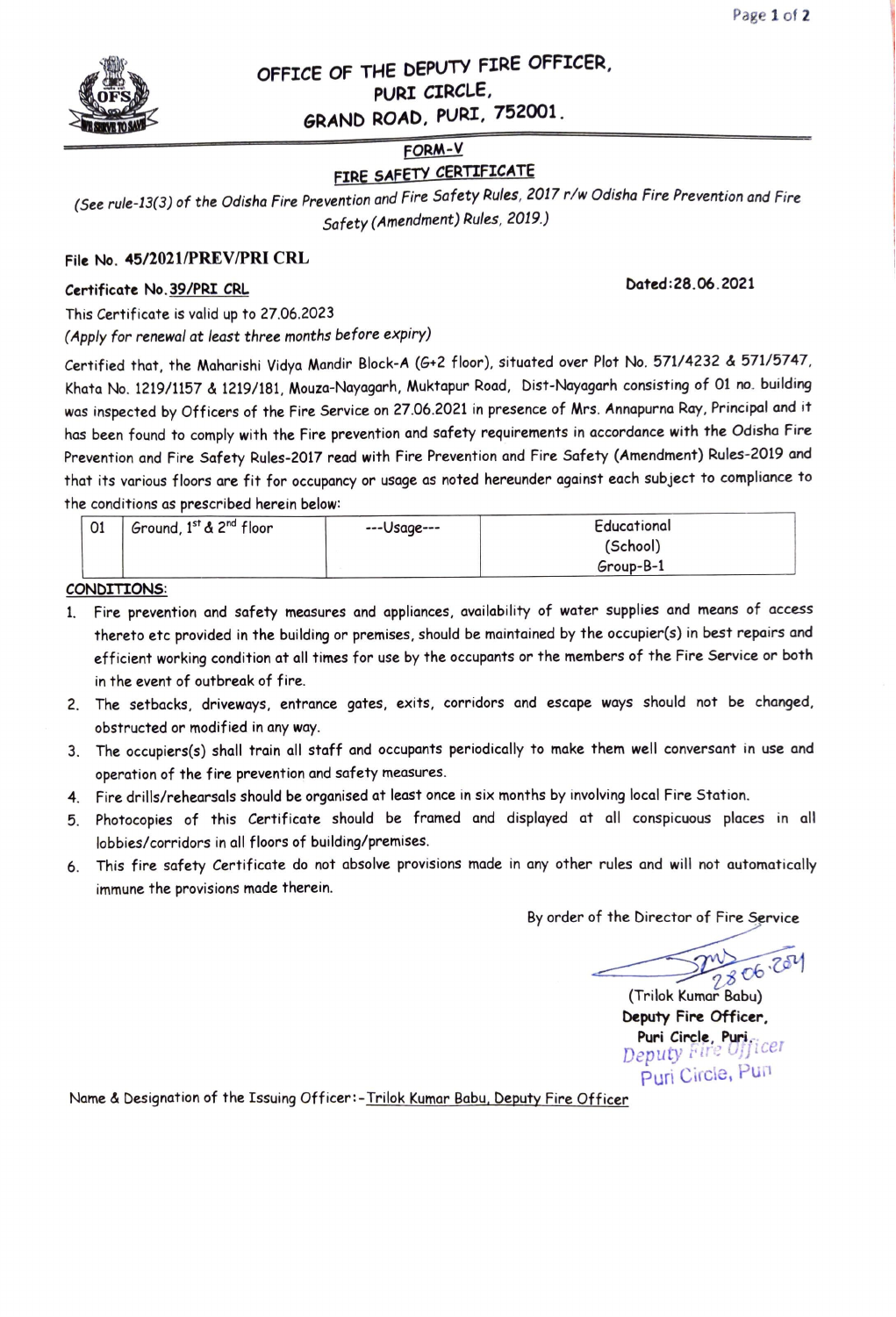# OFFICE OF THE DEPUTY FIRE OFFICER, PURI CIRCLE, GRAND ROAD, PURI, 752001.

## FORM-V

## FIRE SAFETY CERTIFICATE

*(See rule-13(3) of the Odisha Fire Prevention and Fire Safety Rules, 2017 r/w Odisha Fire Prevention and Fire Safety (Amendment) Rules, 2019.)*

**File No. 45/2021/PREV/PRI CRL**

**Certificate No. 39/PRI CRL** **Dated:28.06.2021**

This Certificate is valid up to 27.06.2023

*(Apply for renewal at least three months before expiry)*

Certified that, the Maharishi Vidya Mandir Block-A (G+2 floor), situated over Plot No. 571/4232 & 571/5747, Khata No. 1219/1157 & 1219/181, Mouza-Nayagarh, Muktapur Road, Dist-Nayagarh consisting of 01 no. building was inspected by Officers of the Fire Service on 27.06.2021 in presence of Mrs. Annapurna Ray, Principal and it has been found to comply with the Fire prevention and safety requirements in accordance with the Odisha Fire Prevention and Fire Safety Rules-2017 read with Fire Prevention and Fire Safety (Amendment) Rules-2019 and that its various floors are fit for occupancy or usage as noted hereunder against each subject to compliance to the conditions as prescribed herein below:

| 01 | Ground, 1st & 2nd floor | ---Usage--- | Educational (School) Group-B-1 |
|---|---|---|---|

**CONDITIONS:**

1. Fire prevention and safety measures and appliances, availability of water supplies and means of access thereto etc provided in the building or premises, should be maintained by the occupier(s) in best repairs and efficient working condition at all times for use by the occupants or the members of the Fire Service or both in the event of outbreak of fire.
2. The setbacks, driveways, entrance gates, exits, corridors and escape ways should not be changed, obstructed or modified in any way.
3. The occupiers(s) shall train all staff and occupants periodically to make them well conversant in use and operation of the fire prevention and safety measures.
4. Fire drills/rehearsals should be organised at least once in six months by involving local Fire Station.
5. Photocopies of this Certificate should be framed and displayed at all conspicuous places in all lobbies/corridors in all floors of building/premises.
6. This fire safety Certificate do not absolve provisions made in any other rules and will not automatically immune the provisions made therein.

By order of the Director of Fire Service

28.06.2021

(Trilok Kumar Babu)
**Deputy Fire Officer,**
**Puri Circle, Puri.**

Deputy Fire Officer
Puri Circle, Puri

Name & Designation of the Issuing Officer:-Trilok Kumar Babu, Deputy Fire Officer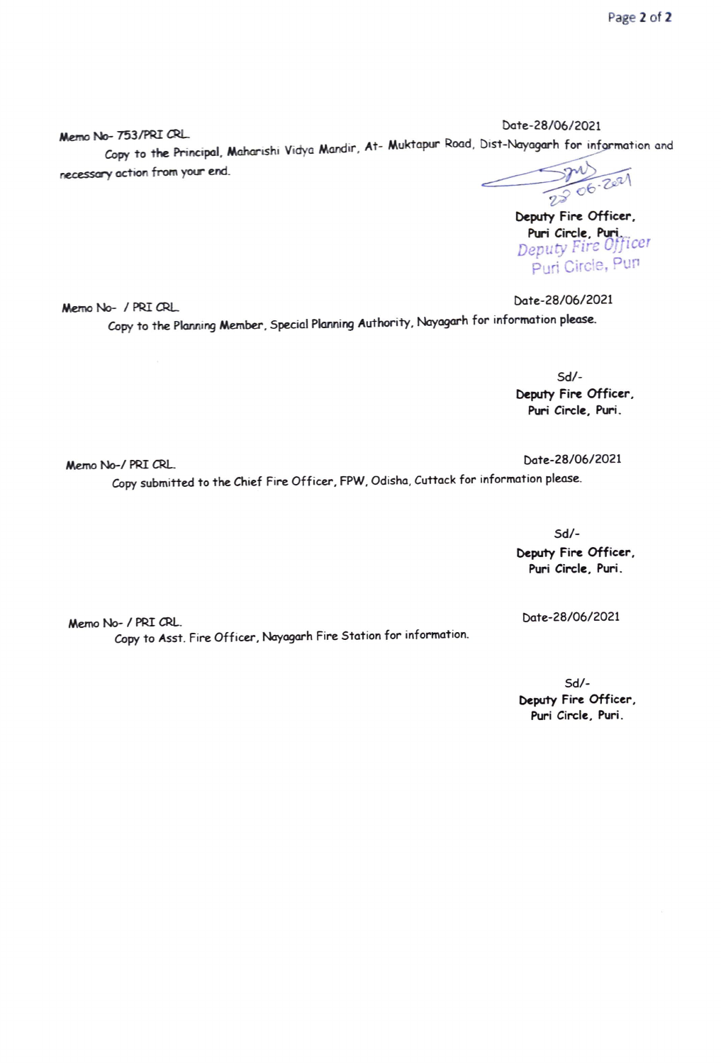Memo No- 753/PRI CRL

Date-28/06/2021

Copy to the Principal, Maharishi Vidya Mandir, At- Muktapur Road, Dist-Nayagarh for information and necessary action from your end.

28.06.2021

**Deputy Fire Officer,**
**Puri Circle, Puri.**

Deputy Fire Officer
Puri Circle, Puri

Memo No- / PRI CRL

Date-28/06/2021

Copy to the Planning Member, Special Planning Authority, Nayagarh for information please.

Sd/-
**Deputy Fire Officer,**
**Puri Circle, Puri.**

Memo No-/ PRI CRL

Date-28/06/2021

Copy submitted to the Chief Fire Officer, FPW, Odisha, Cuttack for information please.

Sd/-
**Deputy Fire Officer,**
**Puri Circle, Puri.**

Memo No- / PRI CRL

Date-28/06/2021

Copy to Asst. Fire Officer, Nayagarh Fire Station for information.

Sd/-
**Deputy Fire Officer,**
**Puri Circle, Puri.**